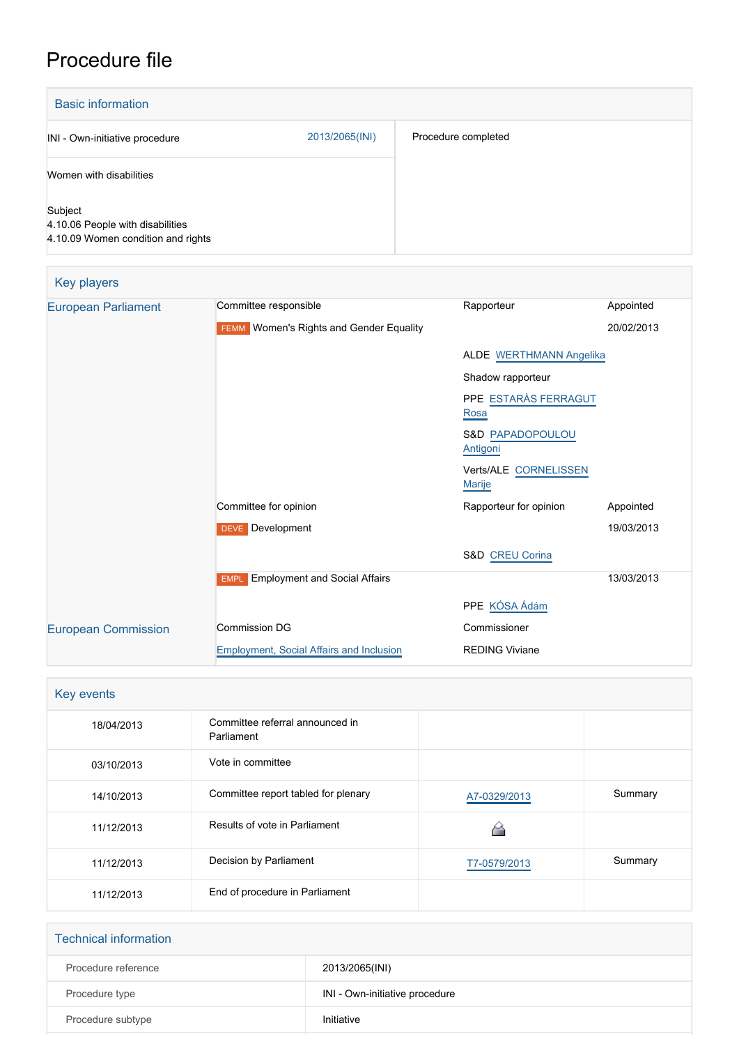# Procedure file

## Basic information

| | |
|---|---|
| INI - Own-initiative procedure 2013/2065(INI) | Procedure completed |
| Women with disabilities | |
| Subject<br>4.10.06 People with disabilities<br>4.10.09 Women condition and rights | |

## Key players

| | | | |
|---|---|---|---|
| European Parliament | Committee responsible | Rapporteur | Appointed |
| | FEMM Women's Rights and Gender Equality | | 20/02/2013 |
| | | ALDE WERTHMANN Angelika | |
| | | Shadow rapporteur | |
| | | PPE ESTARÀS FERRAGUT Rosa | |
| | | S&D PAPADOPOULOU Antigoni | |
| | | Verts/ALE CORNELISSEN Marije | |
| | Committee for opinion | Rapporteur for opinion | Appointed |
| | DEVE Development | | 19/03/2013 |
| | | S&D CREU Corina | |
| | EMPL Employment and Social Affairs | | 13/03/2013 |
| | | PPE KÓSA Ádám | |
| European Commission | Commission DG | Commissioner | |
| | Employment, Social Affairs and Inclusion | REDING Viviane | |

## Key events

| | | | |
|---|---|---|---|
| 18/04/2013 | Committee referral announced in Parliament | | |
| 03/10/2013 | Vote in committee | | |
| 14/10/2013 | Committee report tabled for plenary | A7-0329/2013 | Summary |
| 11/12/2013 | Results of vote in Parliament | | |
| 11/12/2013 | Decision by Parliament | T7-0579/2013 | Summary |
| 11/12/2013 | End of procedure in Parliament | | |

## Technical information

| | |
|---|---|
| Procedure reference | 2013/2065(INI) |
| Procedure type | INI - Own-initiative procedure |
| Procedure subtype | Initiative |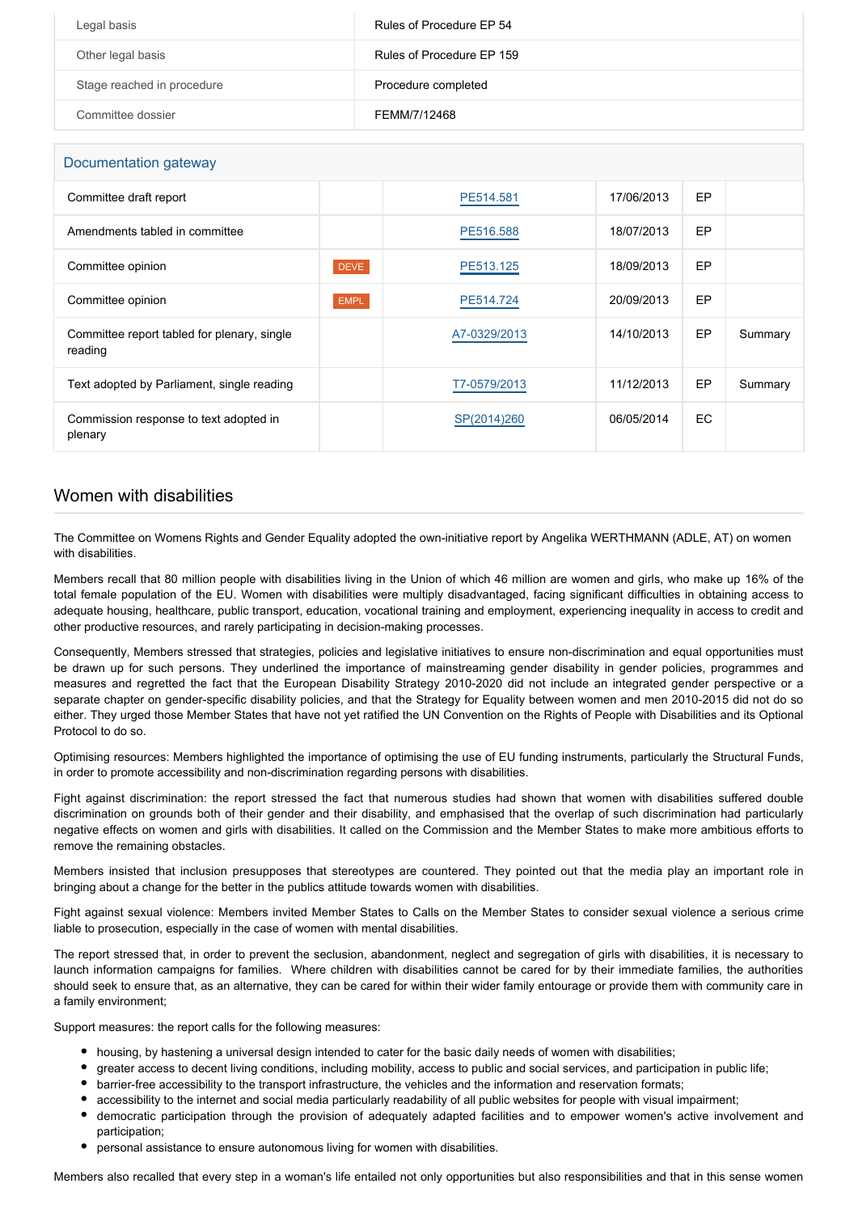| | |
|---|---|
| Legal basis | Rules of Procedure EP 54 |
| Other legal basis | Rules of Procedure EP 159 |
| Stage reached in procedure | Procedure completed |
| Committee dossier | FEMM/7/12468 |

## Documentation gateway

| | | | | | |
|---|---|---|---|---|---|
| Committee draft report | | PE514.581 | 17/06/2013 | EP | |
| Amendments tabled in committee | | PE516.588 | 18/07/2013 | EP | |
| Committee opinion | DEVE | PE513.125 | 18/09/2013 | EP | |
| Committee opinion | EMPL | PE514.724 | 20/09/2013 | EP | |
| Committee report tabled for plenary, single reading | | A7-0329/2013 | 14/10/2013 | EP | Summary |
| Text adopted by Parliament, single reading | | T7-0579/2013 | 11/12/2013 | EP | Summary |
| Commission response to text adopted in plenary | | SP(2014)260 | 06/05/2014 | EC | |

## Women with disabilities

The Committee on Womens Rights and Gender Equality adopted the own-initiative report by Angelika WERTHMANN (ADLE, AT) on women with disabilities.

Members recall that 80 million people with disabilities living in the Union of which 46 million are women and girls, who make up 16% of the total female population of the EU. Women with disabilities were multiply disadvantaged, facing significant difficulties in obtaining access to adequate housing, healthcare, public transport, education, vocational training and employment, experiencing inequality in access to credit and other productive resources, and rarely participating in decision-making processes.

Consequently, Members stressed that strategies, policies and legislative initiatives to ensure non-discrimination and equal opportunities must be drawn up for such persons. They underlined the importance of mainstreaming gender disability in gender policies, programmes and measures and regretted the fact that the European Disability Strategy 2010-2020 did not include an integrated gender perspective or a separate chapter on gender-specific disability policies, and that the Strategy for Equality between women and men 2010-2015 did not do so either. They urged those Member States that have not yet ratified the UN Convention on the Rights of People with Disabilities and its Optional Protocol to do so.

Optimising resources: Members highlighted the importance of optimising the use of EU funding instruments, particularly the Structural Funds, in order to promote accessibility and non-discrimination regarding persons with disabilities.

Fight against discrimination: the report stressed the fact that numerous studies had shown that women with disabilities suffered double discrimination on grounds both of their gender and their disability, and emphasised that the overlap of such discrimination had particularly negative effects on women and girls with disabilities. It called on the Commission and the Member States to make more ambitious efforts to remove the remaining obstacles.

Members insisted that inclusion presupposes that stereotypes are countered. They pointed out that the media play an important role in bringing about a change for the better in the publics attitude towards women with disabilities.

Fight against sexual violence: Members invited Member States to Calls on the Member States to consider sexual violence a serious crime liable to prosecution, especially in the case of women with mental disabilities.

The report stressed that, in order to prevent the seclusion, abandonment, neglect and segregation of girls with disabilities, it is necessary to launch information campaigns for families. Where children with disabilities cannot be cared for by their immediate families, the authorities should seek to ensure that, as an alternative, they can be cared for within their wider family entourage or provide them with community care in a family environment;

Support measures: the report calls for the following measures:

- housing, by hastening a universal design intended to cater for the basic daily needs of women with disabilities;
- greater access to decent living conditions, including mobility, access to public and social services, and participation in public life;
- barrier-free accessibility to the transport infrastructure, the vehicles and the information and reservation formats;
- accessibility to the internet and social media particularly readability of all public websites for people with visual impairment;
- democratic participation through the provision of adequately adapted facilities and to empower women's active involvement and participation;
- personal assistance to ensure autonomous living for women with disabilities.

Members also recalled that every step in a woman's life entailed not only opportunities but also responsibilities and that in this sense women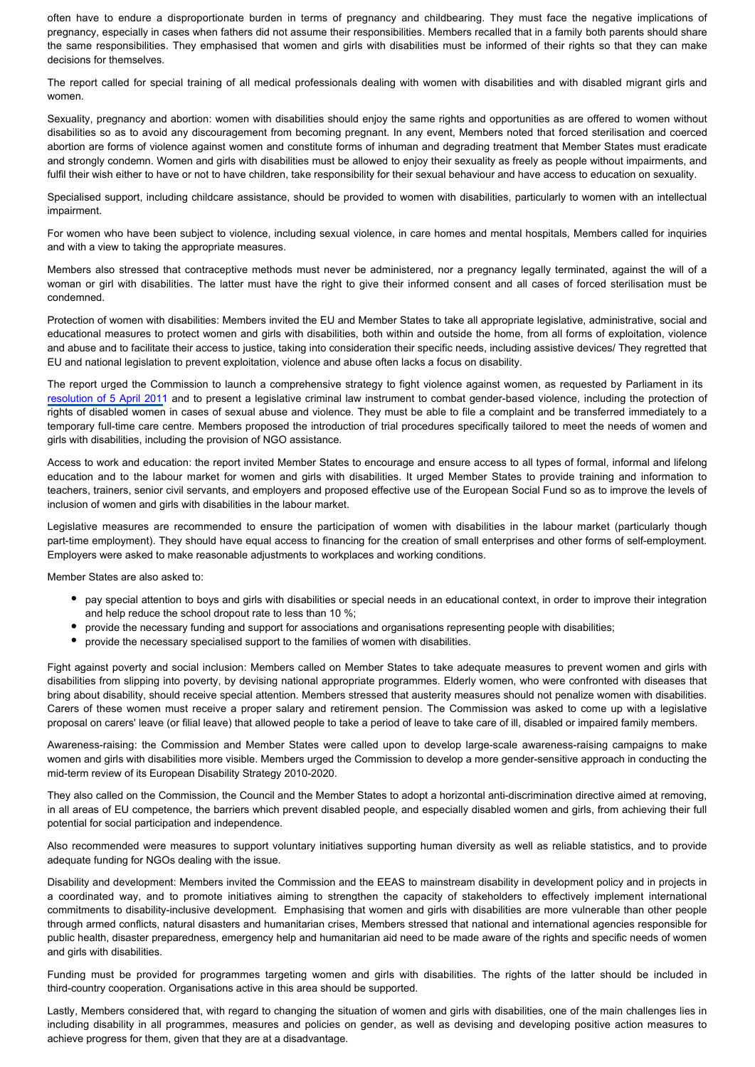often have to endure a disproportionate burden in terms of pregnancy and childbearing. They must face the negative implications of pregnancy, especially in cases when fathers did not assume their responsibilities. Members recalled that in a family both parents should share the same responsibilities. They emphasised that women and girls with disabilities must be informed of their rights so that they can make decisions for themselves.

The report called for special training of all medical professionals dealing with women with disabilities and with disabled migrant girls and women.

Sexuality, pregnancy and abortion: women with disabilities should enjoy the same rights and opportunities as are offered to women without disabilities so as to avoid any discouragement from becoming pregnant. In any event, Members noted that forced sterilisation and coerced abortion are forms of violence against women and constitute forms of inhuman and degrading treatment that Member States must eradicate and strongly condemn. Women and girls with disabilities must be allowed to enjoy their sexuality as freely as people without impairments, and fulfil their wish either to have or not to have children, take responsibility for their sexual behaviour and have access to education on sexuality.

Specialised support, including childcare assistance, should be provided to women with disabilities, particularly to women with an intellectual impairment.

For women who have been subject to violence, including sexual violence, in care homes and mental hospitals, Members called for inquiries and with a view to taking the appropriate measures.

Members also stressed that contraceptive methods must never be administered, nor a pregnancy legally terminated, against the will of a woman or girl with disabilities. The latter must have the right to give their informed consent and all cases of forced sterilisation must be condemned.

Protection of women with disabilities: Members invited the EU and Member States to take all appropriate legislative, administrative, social and educational measures to protect women and girls with disabilities, both within and outside the home, from all forms of exploitation, violence and abuse and to facilitate their access to justice, taking into consideration their specific needs, including assistive devices/ They regretted that EU and national legislation to prevent exploitation, violence and abuse often lacks a focus on disability.

The report urged the Commission to launch a comprehensive strategy to fight violence against women, as requested by Parliament in its resolution of 5 April 2011 and to present a legislative criminal law instrument to combat gender-based violence, including the protection of rights of disabled women in cases of sexual abuse and violence. They must be able to file a complaint and be transferred immediately to a temporary full-time care centre. Members proposed the introduction of trial procedures specifically tailored to meet the needs of women and girls with disabilities, including the provision of NGO assistance.

Access to work and education: the report invited Member States to encourage and ensure access to all types of formal, informal and lifelong education and to the labour market for women and girls with disabilities. It urged Member States to provide training and information to teachers, trainers, senior civil servants, and employers and proposed effective use of the European Social Fund so as to improve the levels of inclusion of women and girls with disabilities in the labour market.

Legislative measures are recommended to ensure the participation of women with disabilities in the labour market (particularly though part-time employment). They should have equal access to financing for the creation of small enterprises and other forms of self-employment. Employers were asked to make reasonable adjustments to workplaces and working conditions.

Member States are also asked to:

- pay special attention to boys and girls with disabilities or special needs in an educational context, in order to improve their integration and help reduce the school dropout rate to less than 10 %;
- provide the necessary funding and support for associations and organisations representing people with disabilities;
- provide the necessary specialised support to the families of women with disabilities.

Fight against poverty and social inclusion: Members called on Member States to take adequate measures to prevent women and girls with disabilities from slipping into poverty, by devising national appropriate programmes. Elderly women, who were confronted with diseases that bring about disability, should receive special attention. Members stressed that austerity measures should not penalize women with disabilities. Carers of these women must receive a proper salary and retirement pension. The Commission was asked to come up with a legislative proposal on carers' leave (or filial leave) that allowed people to take a period of leave to take care of ill, disabled or impaired family members.

Awareness-raising: the Commission and Member States were called upon to develop large-scale awareness-raising campaigns to make women and girls with disabilities more visible. Members urged the Commission to develop a more gender-sensitive approach in conducting the mid-term review of its European Disability Strategy 2010-2020.

They also called on the Commission, the Council and the Member States to adopt a horizontal anti-discrimination directive aimed at removing, in all areas of EU competence, the barriers which prevent disabled people, and especially disabled women and girls, from achieving their full potential for social participation and independence.

Also recommended were measures to support voluntary initiatives supporting human diversity as well as reliable statistics, and to provide adequate funding for NGOs dealing with the issue.

Disability and development: Members invited the Commission and the EEAS to mainstream disability in development policy and in projects in a coordinated way, and to promote initiatives aiming to strengthen the capacity of stakeholders to effectively implement international commitments to disability-inclusive development. Emphasising that women and girls with disabilities are more vulnerable than other people through armed conflicts, natural disasters and humanitarian crises, Members stressed that national and international agencies responsible for public health, disaster preparedness, emergency help and humanitarian aid need to be made aware of the rights and specific needs of women and girls with disabilities.

Funding must be provided for programmes targeting women and girls with disabilities. The rights of the latter should be included in third-country cooperation. Organisations active in this area should be supported.

Lastly, Members considered that, with regard to changing the situation of women and girls with disabilities, one of the main challenges lies in including disability in all programmes, measures and policies on gender, as well as devising and developing positive action measures to achieve progress for them, given that they are at a disadvantage.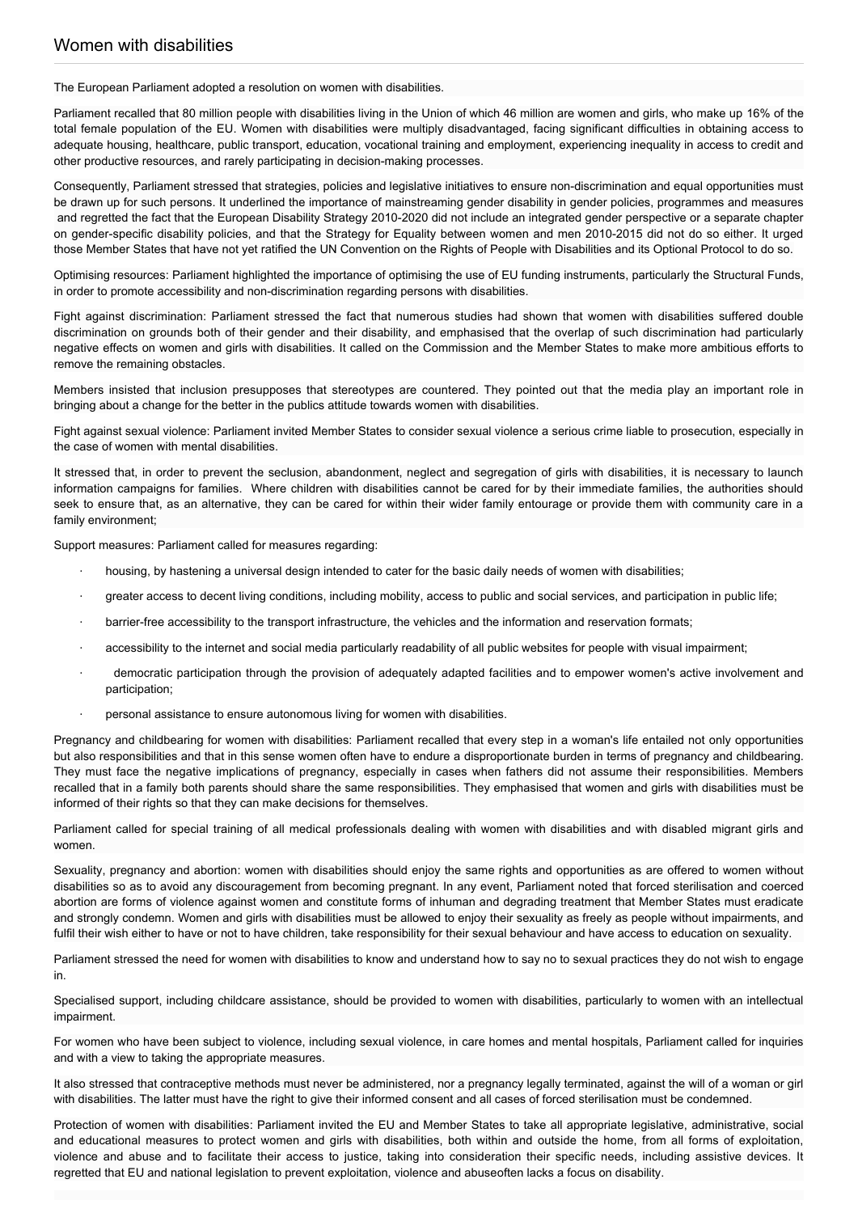## Women with disabilities

The European Parliament adopted a resolution on women with disabilities.

Parliament recalled that 80 million people with disabilities living in the Union of which 46 million are women and girls, who make up 16% of the total female population of the EU. Women with disabilities were multiply disadvantaged, facing significant difficulties in obtaining access to adequate housing, healthcare, public transport, education, vocational training and employment, experiencing inequality in access to credit and other productive resources, and rarely participating in decision-making processes.

Consequently, Parliament stressed that strategies, policies and legislative initiatives to ensure non-discrimination and equal opportunities must be drawn up for such persons. It underlined the importance of mainstreaming gender disability in gender policies, programmes and measures and regretted the fact that the European Disability Strategy 2010-2020 did not include an integrated gender perspective or a separate chapter on gender-specific disability policies, and that the Strategy for Equality between women and men 2010-2015 did not do so either. It urged those Member States that have not yet ratified the UN Convention on the Rights of People with Disabilities and its Optional Protocol to do so.

Optimising resources: Parliament highlighted the importance of optimising the use of EU funding instruments, particularly the Structural Funds, in order to promote accessibility and non-discrimination regarding persons with disabilities.

Fight against discrimination: Parliament stressed the fact that numerous studies had shown that women with disabilities suffered double discrimination on grounds both of their gender and their disability, and emphasised that the overlap of such discrimination had particularly negative effects on women and girls with disabilities. It called on the Commission and the Member States to make more ambitious efforts to remove the remaining obstacles.

Members insisted that inclusion presupposes that stereotypes are countered. They pointed out that the media play an important role in bringing about a change for the better in the publics attitude towards women with disabilities.

Fight against sexual violence: Parliament invited Member States to consider sexual violence a serious crime liable to prosecution, especially in the case of women with mental disabilities.

It stressed that, in order to prevent the seclusion, abandonment, neglect and segregation of girls with disabilities, it is necessary to launch information campaigns for families. Where children with disabilities cannot be cared for by their immediate families, the authorities should seek to ensure that, as an alternative, they can be cared for within their wider family entourage or provide them with community care in a family environment;

Support measures: Parliament called for measures regarding:

- housing, by hastening a universal design intended to cater for the basic daily needs of women with disabilities;
- greater access to decent living conditions, including mobility, access to public and social services, and participation in public life;
- barrier-free accessibility to the transport infrastructure, the vehicles and the information and reservation formats;
- accessibility to the internet and social media particularly readability of all public websites for people with visual impairment;
- democratic participation through the provision of adequately adapted facilities and to empower women's active involvement and participation;
- personal assistance to ensure autonomous living for women with disabilities.

Pregnancy and childbearing for women with disabilities: Parliament recalled that every step in a woman's life entailed not only opportunities but also responsibilities and that in this sense women often have to endure a disproportionate burden in terms of pregnancy and childbearing. They must face the negative implications of pregnancy, especially in cases when fathers did not assume their responsibilities. Members recalled that in a family both parents should share the same responsibilities. They emphasised that women and girls with disabilities must be informed of their rights so that they can make decisions for themselves.

Parliament called for special training of all medical professionals dealing with women with disabilities and with disabled migrant girls and women.

Sexuality, pregnancy and abortion: women with disabilities should enjoy the same rights and opportunities as are offered to women without disabilities so as to avoid any discouragement from becoming pregnant. In any event, Parliament noted that forced sterilisation and coerced abortion are forms of violence against women and constitute forms of inhuman and degrading treatment that Member States must eradicate and strongly condemn. Women and girls with disabilities must be allowed to enjoy their sexuality as freely as people without impairments, and fulfil their wish either to have or not to have children, take responsibility for their sexual behaviour and have access to education on sexuality.

Parliament stressed the need for women with disabilities to know and understand how to say no to sexual practices they do not wish to engage in.

Specialised support, including childcare assistance, should be provided to women with disabilities, particularly to women with an intellectual impairment.

For women who have been subject to violence, including sexual violence, in care homes and mental hospitals, Parliament called for inquiries and with a view to taking the appropriate measures.

It also stressed that contraceptive methods must never be administered, nor a pregnancy legally terminated, against the will of a woman or girl with disabilities. The latter must have the right to give their informed consent and all cases of forced sterilisation must be condemned.

Protection of women with disabilities: Parliament invited the EU and Member States to take all appropriate legislative, administrative, social and educational measures to protect women and girls with disabilities, both within and outside the home, from all forms of exploitation, violence and abuse and to facilitate their access to justice, taking into consideration their specific needs, including assistive devices. It regretted that EU and national legislation to prevent exploitation, violence and abuseoften lacks a focus on disability.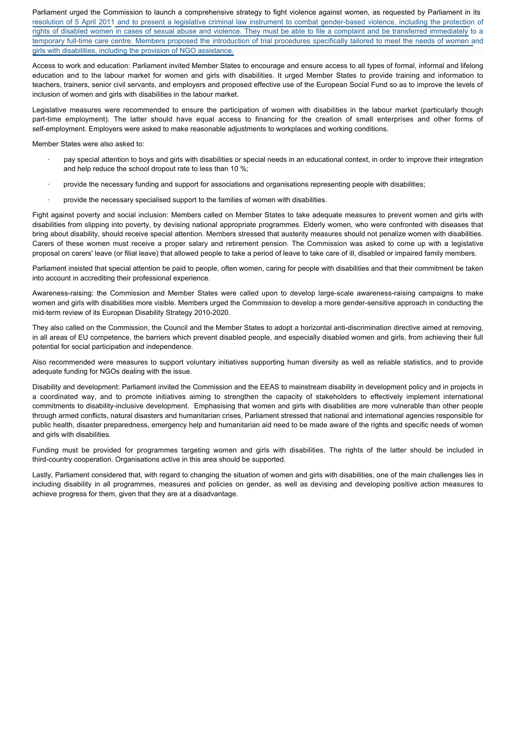Parliament urged the Commission to launch a comprehensive strategy to fight violence against women, as requested by Parliament in its resolution of 5 April 2011 and to present a legislative criminal law instrument to combat gender-based violence, including the protection of rights of disabled women in cases of sexual abuse and violence. They must be able to file a complaint and be transferred immediately to a temporary full-time care centre. Members proposed the introduction of trial procedures specifically tailored to meet the needs of women and girls with disabilities, including the provision of NGO assistance.

Access to work and education: Parliament invited Member States to encourage and ensure access to all types of formal, informal and lifelong education and to the labour market for women and girls with disabilities. It urged Member States to provide training and information to teachers, trainers, senior civil servants, and employers and proposed effective use of the European Social Fund so as to improve the levels of inclusion of women and girls with disabilities in the labour market.

Legislative measures were recommended to ensure the participation of women with disabilities in the labour market (particularly though part-time employment). The latter should have equal access to financing for the creation of small enterprises and other forms of self-employment. Employers were asked to make reasonable adjustments to workplaces and working conditions.

Member States were also asked to:

- pay special attention to boys and girls with disabilities or special needs in an educational context, in order to improve their integration and help reduce the school dropout rate to less than 10 %;
- provide the necessary funding and support for associations and organisations representing people with disabilities;
- provide the necessary specialised support to the families of women with disabilities.

Fight against poverty and social inclusion: Members called on Member States to take adequate measures to prevent women and girls with disabilities from slipping into poverty, by devising national appropriate programmes. Elderly women, who were confronted with diseases that bring about disability, should receive special attention. Members stressed that austerity measures should not penalize women with disabilities. Carers of these women must receive a proper salary and retirement pension. The Commission was asked to come up with a legislative proposal on carers' leave (or filial leave) that allowed people to take a period of leave to take care of ill, disabled or impaired family members.

Parliament insisted that special attention be paid to people, often women, caring for people with disabilities and that their commitment be taken into account in accrediting their professional experience.

Awareness-raising: the Commission and Member States were called upon to develop large-scale awareness-raising campaigns to make women and girls with disabilities more visible. Members urged the Commission to develop a more gender-sensitive approach in conducting the mid-term review of its European Disability Strategy 2010-2020.

They also called on the Commission, the Council and the Member States to adopt a horizontal anti-discrimination directive aimed at removing, in all areas of EU competence, the barriers which prevent disabled people, and especially disabled women and girls, from achieving their full potential for social participation and independence.

Also recommended were measures to support voluntary initiatives supporting human diversity as well as reliable statistics, and to provide adequate funding for NGOs dealing with the issue.

Disability and development: Parliament invited the Commission and the EEAS to mainstream disability in development policy and in projects in a coordinated way, and to promote initiatives aiming to strengthen the capacity of stakeholders to effectively implement international commitments to disability-inclusive development. Emphasising that women and girls with disabilities are more vulnerable than other people through armed conflicts, natural disasters and humanitarian crises, Parliament stressed that national and international agencies responsible for public health, disaster preparedness, emergency help and humanitarian aid need to be made aware of the rights and specific needs of women and girls with disabilities.

Funding must be provided for programmes targeting women and girls with disabilities. The rights of the latter should be included in third-country cooperation. Organisations active in this area should be supported.

Lastly, Parliament considered that, with regard to changing the situation of women and girls with disabilities, one of the main challenges lies in including disability in all programmes, measures and policies on gender, as well as devising and developing positive action measures to achieve progress for them, given that they are at a disadvantage.